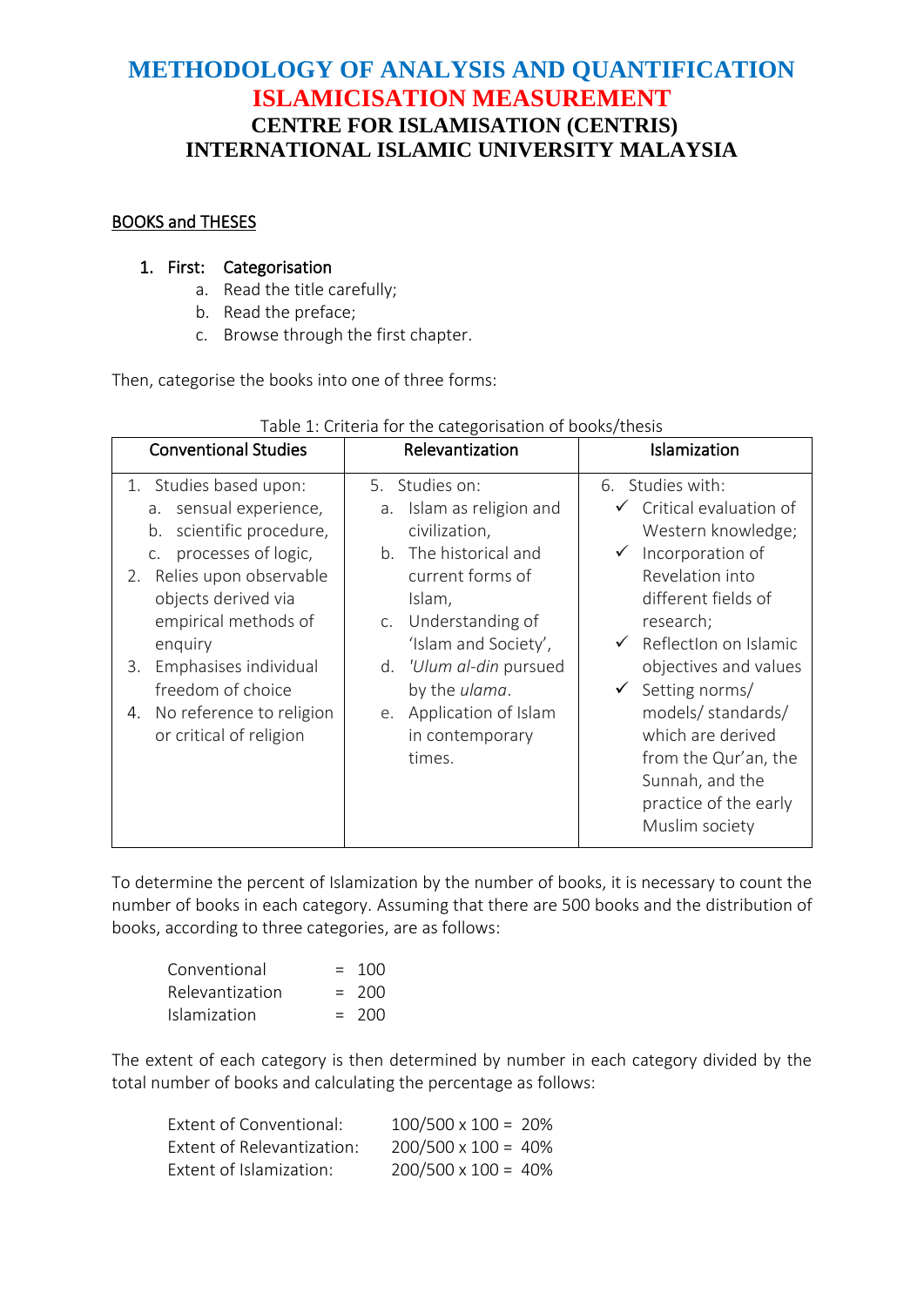# METHODOLOGY OF ANALYSIS AND QUANTIFICATION
# ISLAMICISATION MEASUREMENT
## CENTRE FOR ISLAMISATION (CENTRIS)
## INTERNATIONAL ISLAMIC UNIVERSITY MALAYSIA

BOOKS and THESES

1. First: Categorisation
   a. Read the title carefully;
   b. Read the preface;
   c. Browse through the first chapter.

Then, categorise the books into one of three forms:

Table 1: Criteria for the categorisation of books/thesis

| Conventional Studies | Relevantization | Islamization |
|---|---|---|
| 1. Studies based upon:<br>a. sensual experience,<br>b. scientific procedure,<br>c. processes of logic,<br>2. Relies upon observable objects derived via empirical methods of enquiry<br>3. Emphasises individual freedom of choice<br>4. No reference to religion or critical of religion | 5. Studies on:<br>a. Islam as religion and civilization,<br>b. The historical and current forms of Islam,<br>c. Understanding of 'Islam and Society',<br>d. *'Ulum al-din* pursued by the *ulama*.<br>e. Application of Islam in contemporary times. | 6. Studies with:<br>✓ Critical evaluation of Western knowledge;<br>✓ Incorporation of Revelation into different fields of research;<br>✓ ReflectIon on Islamic objectives and values<br>✓ Setting norms/ models/ standards/ which are derived from the Qur'an, the Sunnah, and the practice of the early Muslim society |

To determine the percent of Islamization by the number of books, it is necessary to count the number of books in each category. Assuming that there are 500 books and the distribution of books, according to three categories, are as follows:

Conventional = 100
Relevantization = 200
Islamization = 200

The extent of each category is then determined by number in each category divided by the total number of books and calculating the percentage as follows:

Extent of Conventional: 100/500 x 100 = 20%
Extent of Relevantization: 200/500 x 100 = 40%
Extent of Islamization: 200/500 x 100 = 40%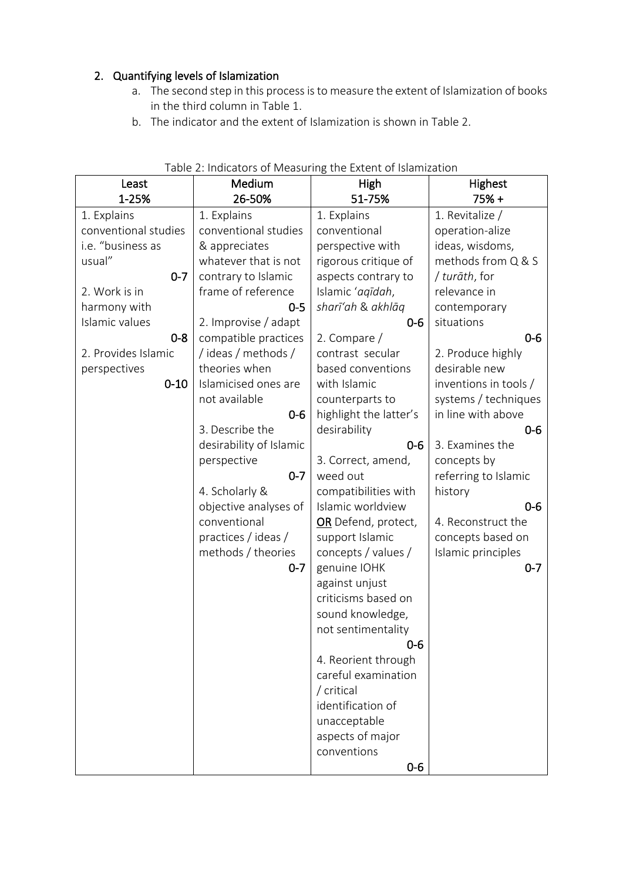## 2. Quantifying levels of Islamization

a. The second step in this process is to measure the extent of Islamization of books in the third column in Table 1.
b. The indicator and the extent of Islamization is shown in Table 2.

Table 2: Indicators of Measuring the Extent of Islamization

| Least<br>1-25% | Medium<br>26-50% | High<br>51-75% | Highest<br>75% + |
|---|---|---|---|
| 1. Explains conventional studies i.e. "business as usual" 0-7<br>2. Work is in harmony with Islamic values 0-8<br>2. Provides Islamic perspectives 0-10 | 1. Explains conventional studies & appreciates whatever that is not contrary to Islamic frame of reference 0-5<br>2. Improvise / adapt compatible practices / ideas / methods / theories when Islamicised ones are not available 0-6<br>3. Describe the desirability of Islamic perspective 0-7<br>4. Scholarly & objective analyses of conventional practices / ideas / methods / theories 0-7 | 1. Explains conventional perspective with rigorous critique of aspects contrary to Islamic '*aqīdah*, *sharī'ah* & *akhlāq* 0-6<br>2. Compare / contrast secular based conventions with Islamic counterparts to highlight the latter's desirability 0-6<br>3. Correct, amend, weed out compatibilities with Islamic worldview <u>OR</u> Defend, protect, support Islamic concepts / values / genuine IOHK against unjust criticisms based on sound knowledge, not sentimentality 0-6<br>4. Reorient through careful examination / critical identification of unacceptable aspects of major conventions 0-6 | 1. Revitalize / operation-alize ideas, wisdoms, methods from Q & S / *turāth*, for relevance in contemporary situations 0-6<br>2. Produce highly desirable new inventions in tools / systems / techniques in line with above 0-6<br>3. Examines the concepts by referring to Islamic history 0-6<br>4. Reconstruct the concepts based on Islamic principles 0-7 |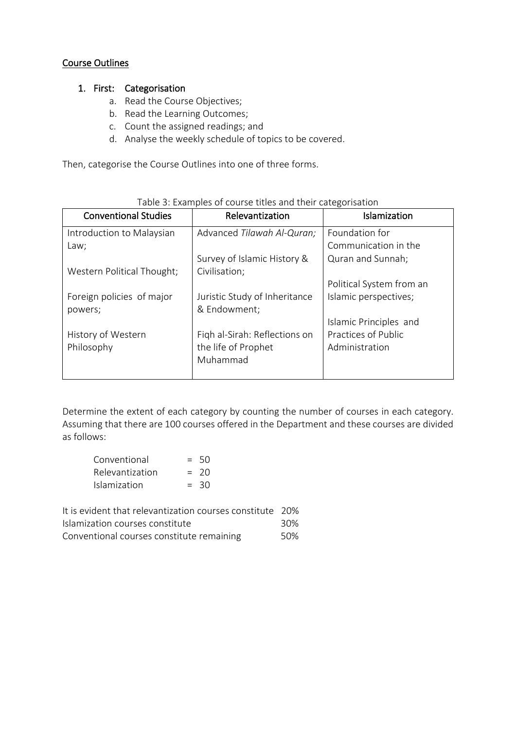Course Outlines

1. First: Categorisation
    a. Read the Course Objectives;
    b. Read the Learning Outcomes;
    c. Count the assigned readings; and
    d. Analyse the weekly schedule of topics to be covered.

Then, categorise the Course Outlines into one of three forms.

Table 3: Examples of course titles and their categorisation

| Conventional Studies | Relevantization | Islamization |
| --- | --- | --- |
| Introduction to Malaysian Law;<br><br>Western Political Thought;<br><br>Foreign policies of major powers;<br><br>History of Western Philosophy | Advanced *Tilawah Al-Quran;*<br><br>Survey of Islamic History & Civilisation;<br><br>Juristic Study of Inheritance & Endowment;<br><br>Fiqh al-Sirah: Reflections on the life of Prophet Muhammad | Foundation for Communication in the Quran and Sunnah;<br><br>Political System from an Islamic perspectives;<br><br>Islamic Principles and Practices of Public Administration |

Determine the extent of each category by counting the number of courses in each category. Assuming that there are 100 courses offered in the Department and these courses are divided as follows:

Conventional = 50
Relevantization = 20
Islamization = 30

It is evident that relevantization courses constitute 20%
Islamization courses constitute 30%
Conventional courses constitute remaining 50%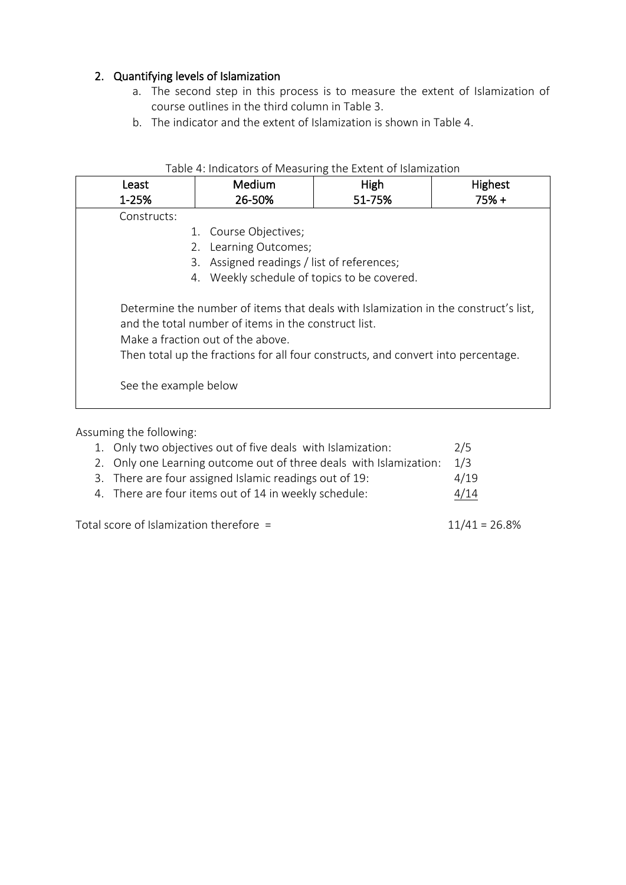## 2. Quantifying levels of Islamization

a. The second step in this process is to measure the extent of Islamization of course outlines in the third column in Table 3.

b. The indicator and the extent of Islamization is shown in Table 4.

Table 4: Indicators of Measuring the Extent of Islamization

| Least<br>1-25% | Medium<br>26-50% | High<br>51-75% | Highest<br>75% + |
|---|---|---|---|
| Constructs:<br>1. Course Objectives;<br>2. Learning Outcomes;<br>3. Assigned readings / list of references;<br>4. Weekly schedule of topics to be covered.<br><br>Determine the number of items that deals with Islamization in the construct's list, and the total number of items in the construct list.<br>Make a fraction out of the above.<br>Then total up the fractions for all four constructs, and convert into percentage.<br><br>See the example below | | | |

Assuming the following:

1. Only two objectives out of five deals with Islamization: 2/5
2. Only one Learning outcome out of three deals with Islamization: 1/3
3. There are four assigned Islamic readings out of 19: 4/19
4. There are four items out of 14 in weekly schedule: 4/14

Total score of Islamization therefore = 11/41 = 26.8%